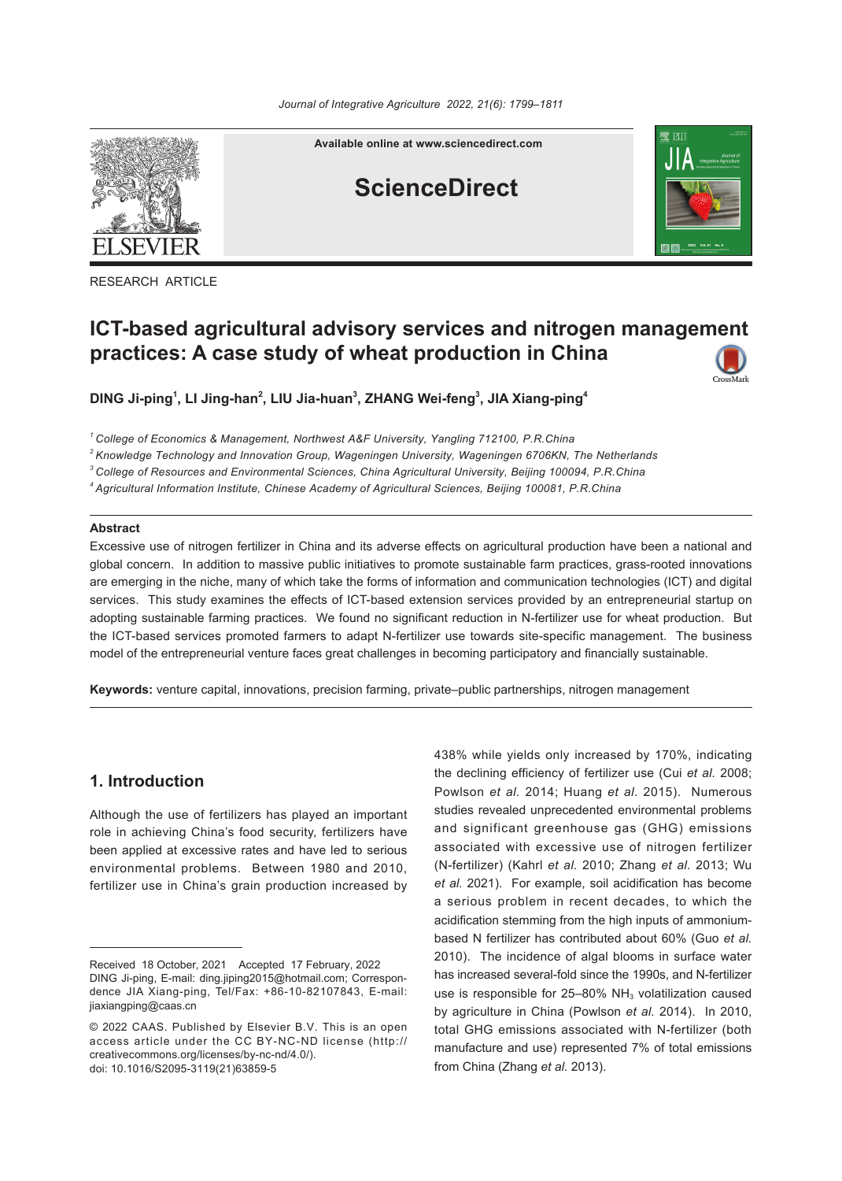RESEARCH ARTICLE

# ICT-based agricultural advisory services and nitrogen management practices: A case study of wheat production in China

**DING Ji-ping[1], LI Jing-han[2], LIU Jia-huan[3], ZHANG Wei-feng[3], JIA Xiang-ping[4]**

[1] *College of Economics & Management, Northwest A&F University, Yangling 712100, P.R.China*

[2] *Knowledge Technology and Innovation Group, Wageningen University, Wageningen 6706KN, The Netherlands*

[3] *College of Resources and Environmental Sciences, China Agricultural University, Beijing 100094, P.R.China*

[4] *Agricultural Information Institute, Chinese Academy of Agricultural Sciences, Beijing 100081, P.R.China*

### Abstract

Excessive use of nitrogen fertilizer in China and its adverse effects on agricultural production have been a national and global concern. In addition to massive public initiatives to promote sustainable farm practices, grass-rooted innovations are emerging in the niche, many of which take the forms of information and communication technologies (ICT) and digital services. This study examines the effects of ICT-based extension services provided by an entrepreneurial startup on adopting sustainable farming practices. We found no significant reduction in N-fertilizer use for wheat production. But the ICT-based services promoted farmers to adapt N-fertilizer use towards site-specific management. The business model of the entrepreneurial venture faces great challenges in becoming participatory and financially sustainable.

**Keywords:** venture capital, innovations, precision farming, private–public partnerships, nitrogen management

## 1. Introduction

Although the use of fertilizers has played an important role in achieving China's food security, fertilizers have been applied at excessive rates and have led to serious environmental problems. Between 1980 and 2010, fertilizer use in China's grain production increased by 438% while yields only increased by 170%, indicating the declining efficiency of fertilizer use (Cui *et al.* 2008; Powlson *et al.* 2014; Huang *et al.* 2015). Numerous studies revealed unprecedented environmental problems and significant greenhouse gas (GHG) emissions associated with excessive use of nitrogen fertilizer (N-fertilizer) (Kahrl *et al.* 2010; Zhang *et al.* 2013; Wu *et al.* 2021). For example, soil acidification has become a serious problem in recent decades, to which the acidification stemming from the high inputs of ammonium-based N fertilizer has contributed about 60% (Guo *et al.* 2010). The incidence of algal blooms in surface water has increased several-fold since the 1990s, and N-fertilizer use is responsible for 25–80% $NH_3$ volatilization caused by agriculture in China (Powlson *et al.* 2014). In 2010, total GHG emissions associated with N-fertilizer (both manufacture and use) represented 7% of total emissions from China (Zhang *et al.* 2013).

---

Received 18 October, 2021 Accepted 17 February, 2022
DING Ji-ping, E-mail: ding.jiping2015@hotmail.com; Correspondence JIA Xiang-ping, Tel/Fax: +86-10-82107843, E-mail: jiaxiangping@caas.cn

© 2022 CAAS. Published by Elsevier B.V. This is an open access article under the CC BY-NC-ND license (http://creativecommons.org/licenses/by-nc-nd/4.0/).
doi: 10.1016/S2095-3119(21)63859-5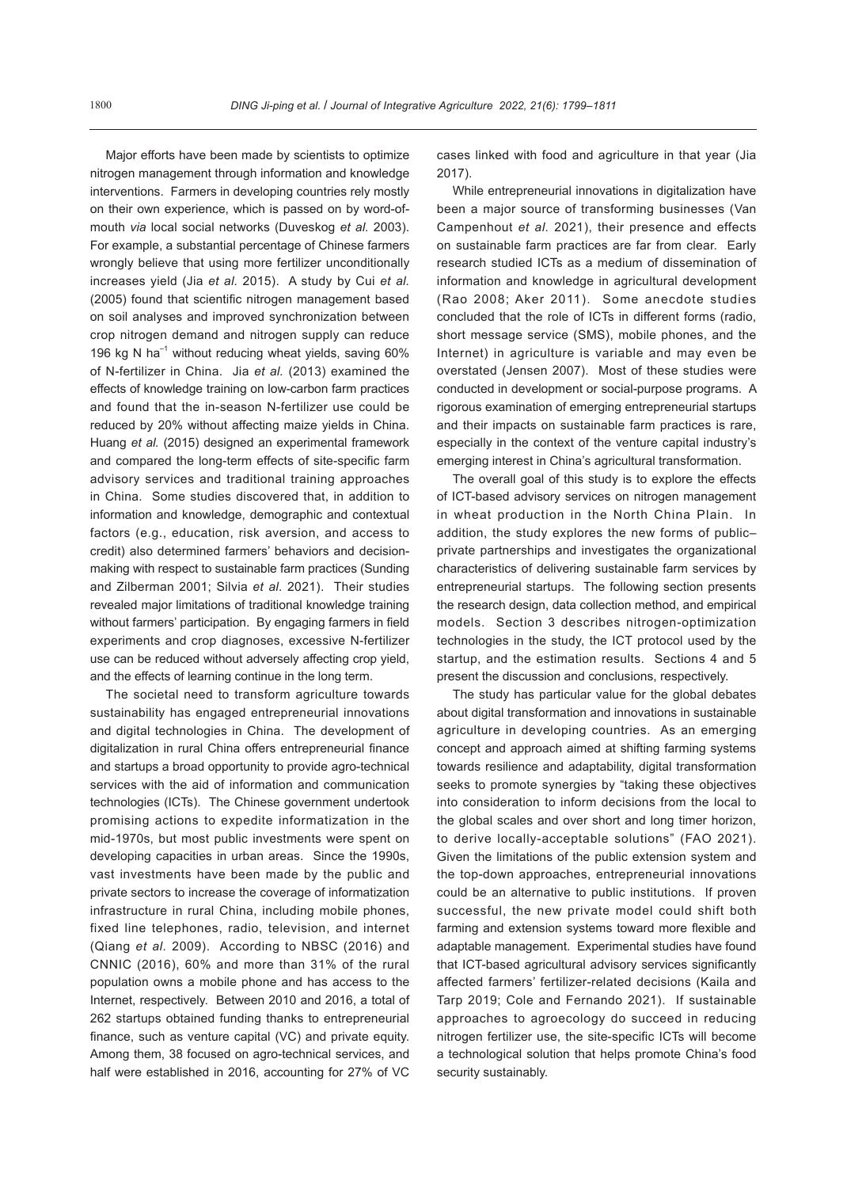Major efforts have been made by scientists to optimize nitrogen management through information and knowledge interventions. Farmers in developing countries rely mostly on their own experience, which is passed on by word-of-mouth *via* local social networks (Duveskog *et al.* 2003). For example, a substantial percentage of Chinese farmers wrongly believe that using more fertilizer unconditionally increases yield (Jia *et al.* 2015). A study by Cui *et al.* (2005) found that scientific nitrogen management based on soil analyses and improved synchronization between crop nitrogen demand and nitrogen supply can reduce 196 kg N $ha^{-1}$ without reducing wheat yields, saving 60% of N-fertilizer in China. Jia *et al.* (2013) examined the effects of knowledge training on low-carbon farm practices and found that the in-season N-fertilizer use could be reduced by 20% without affecting maize yields in China. Huang *et al.* (2015) designed an experimental framework and compared the long-term effects of site-specific farm advisory services and traditional training approaches in China. Some studies discovered that, in addition to information and knowledge, demographic and contextual factors (e.g., education, risk aversion, and access to credit) also determined farmers' behaviors and decision-making with respect to sustainable farm practices (Sunding and Zilberman 2001; Silvia *et al.* 2021). Their studies revealed major limitations of traditional knowledge training without farmers' participation. By engaging farmers in field experiments and crop diagnoses, excessive N-fertilizer use can be reduced without adversely affecting crop yield, and the effects of learning continue in the long term.

The societal need to transform agriculture towards sustainability has engaged entrepreneurial innovations and digital technologies in China. The development of digitalization in rural China offers entrepreneurial finance and startups a broad opportunity to provide agro-technical services with the aid of information and communication technologies (ICTs). The Chinese government undertook promising actions to expedite informatization in the mid-1970s, but most public investments were spent on developing capacities in urban areas. Since the 1990s, vast investments have been made by the public and private sectors to increase the coverage of informatization infrastructure in rural China, including mobile phones, fixed line telephones, radio, television, and internet (Qiang *et al.* 2009). According to NBSC (2016) and CNNIC (2016), 60% and more than 31% of the rural population owns a mobile phone and has access to the Internet, respectively. Between 2010 and 2016, a total of 262 startups obtained funding thanks to entrepreneurial finance, such as venture capital (VC) and private equity. Among them, 38 focused on agro-technical services, and half were established in 2016, accounting for 27% of VC cases linked with food and agriculture in that year (Jia 2017).

While entrepreneurial innovations in digitalization have been a major source of transforming businesses (Van Campenhout *et al.* 2021), their presence and effects on sustainable farm practices are far from clear. Early research studied ICTs as a medium of dissemination of information and knowledge in agricultural development (Rao 2008; Aker 2011). Some anecdote studies concluded that the role of ICTs in different forms (radio, short message service (SMS), mobile phones, and the Internet) in agriculture is variable and may even be overstated (Jensen 2007). Most of these studies were conducted in development or social-purpose programs. A rigorous examination of emerging entrepreneurial startups and their impacts on sustainable farm practices is rare, especially in the context of the venture capital industry's emerging interest in China's agricultural transformation.

The overall goal of this study is to explore the effects of ICT-based advisory services on nitrogen management in wheat production in the North China Plain. In addition, the study explores the new forms of public–private partnerships and investigates the organizational characteristics of delivering sustainable farm services by entrepreneurial startups. The following section presents the research design, data collection method, and empirical models. Section 3 describes nitrogen-optimization technologies in the study, the ICT protocol used by the startup, and the estimation results. Sections 4 and 5 present the discussion and conclusions, respectively.

The study has particular value for the global debates about digital transformation and innovations in sustainable agriculture in developing countries. As an emerging concept and approach aimed at shifting farming systems towards resilience and adaptability, digital transformation seeks to promote synergies by "taking these objectives into consideration to inform decisions from the local to the global scales and over short and long timer horizon, to derive locally-acceptable solutions" (FAO 2021). Given the limitations of the public extension system and the top-down approaches, entrepreneurial innovations could be an alternative to public institutions. If proven successful, the new private model could shift both farming and extension systems toward more flexible and adaptable management. Experimental studies have found that ICT-based agricultural advisory services significantly affected farmers' fertilizer-related decisions (Kaila and Tarp 2019; Cole and Fernando 2021). If sustainable approaches to agroecology do succeed in reducing nitrogen fertilizer use, the site-specific ICTs will become a technological solution that helps promote China's food security sustainably.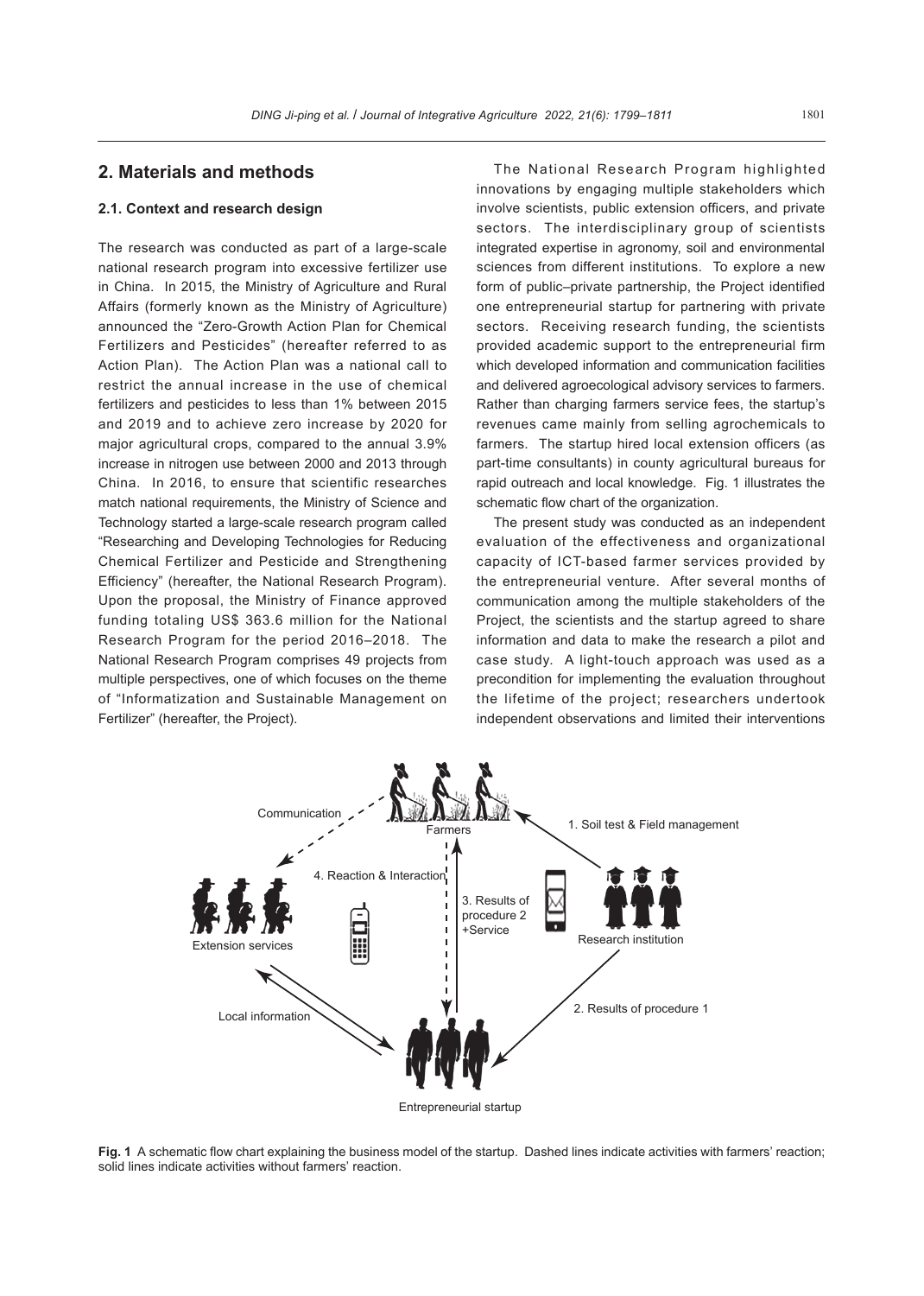## 2. Materials and methods

### 2.1. Context and research design

The research was conducted as part of a large-scale national research program into excessive fertilizer use in China. In 2015, the Ministry of Agriculture and Rural Affairs (formerly known as the Ministry of Agriculture) announced the "Zero-Growth Action Plan for Chemical Fertilizers and Pesticides" (hereafter referred to as Action Plan). The Action Plan was a national call to restrict the annual increase in the use of chemical fertilizers and pesticides to less than 1% between 2015 and 2019 and to achieve zero increase by 2020 for major agricultural crops, compared to the annual 3.9% increase in nitrogen use between 2000 and 2013 through China. In 2016, to ensure that scientific researches match national requirements, the Ministry of Science and Technology started a large-scale research program called "Researching and Developing Technologies for Reducing Chemical Fertilizer and Pesticide and Strengthening Efficiency" (hereafter, the National Research Program). Upon the proposal, the Ministry of Finance approved funding totaling US$ 363.6 million for the National Research Program for the period 2016–2018. The National Research Program comprises 49 projects from multiple perspectives, one of which focuses on the theme of "Informatization and Sustainable Management on Fertilizer" (hereafter, the Project).

The National Research Program highlighted innovations by engaging multiple stakeholders which involve scientists, public extension officers, and private sectors. The interdisciplinary group of scientists integrated expertise in agronomy, soil and environmental sciences from different institutions. To explore a new form of public–private partnership, the Project identified one entrepreneurial startup for partnering with private sectors. Receiving research funding, the scientists provided academic support to the entrepreneurial firm which developed information and communication facilities and delivered agroecological advisory services to farmers. Rather than charging farmers service fees, the startup's revenues came mainly from selling agrochemicals to farmers. The startup hired local extension officers (as part-time consultants) in county agricultural bureaus for rapid outreach and local knowledge. Fig. 1 illustrates the schematic flow chart of the organization.

The present study was conducted as an independent evaluation of the effectiveness and organizational capacity of ICT-based farmer services provided by the entrepreneurial venture. After several months of communication among the multiple stakeholders of the Project, the scientists and the startup agreed to share information and data to make the research a pilot and case study. A light-touch approach was used as a precondition for implementing the evaluation throughout the lifetime of the project; researchers undertook independent observations and limited their interventions

**Fig. 1** A schematic flow chart explaining the business model of the startup. Dashed lines indicate activities with farmers' reaction; solid lines indicate activities without farmers' reaction.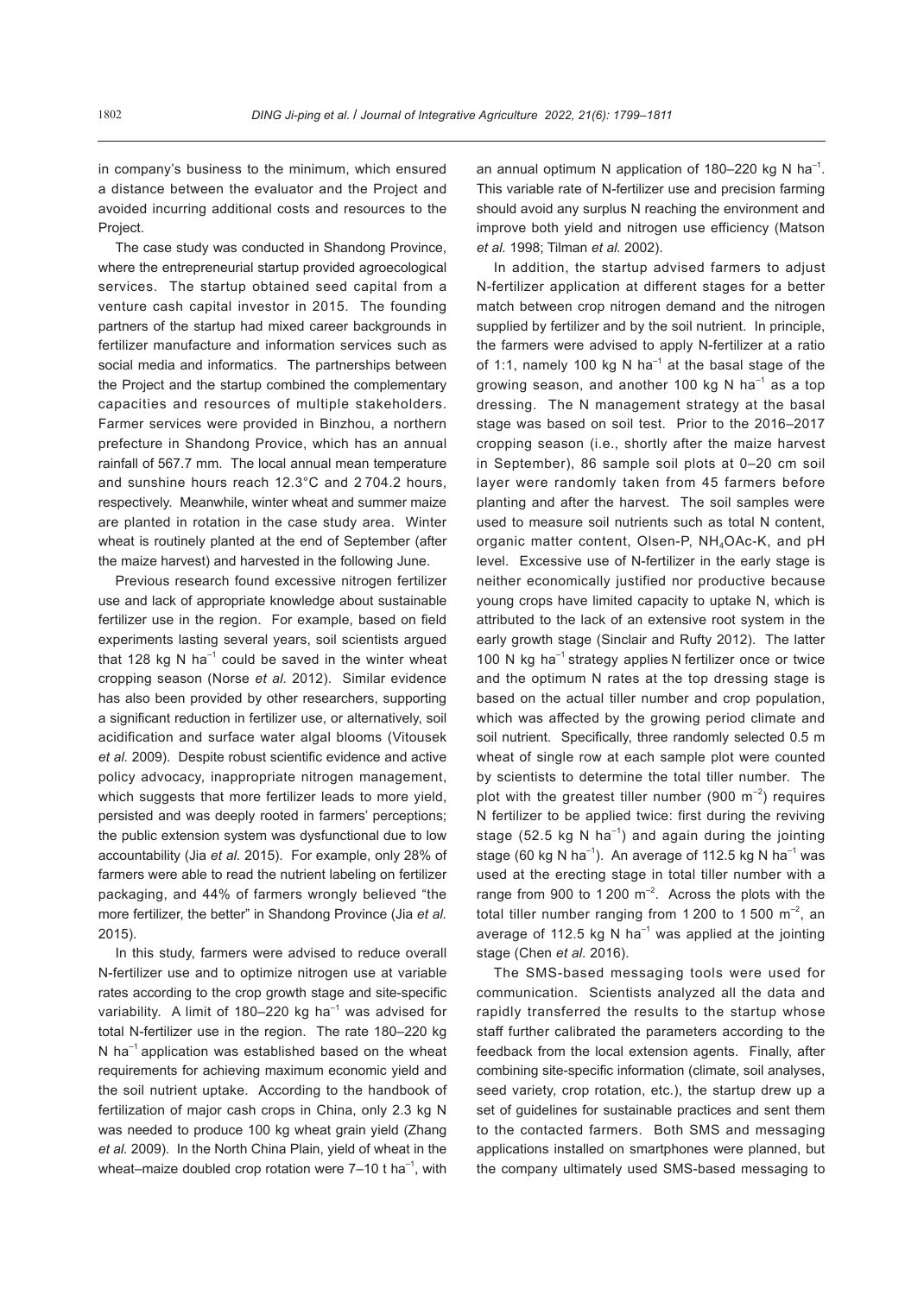in company's business to the minimum, which ensured a distance between the evaluator and the Project and avoided incurring additional costs and resources to the Project.

The case study was conducted in Shandong Province, where the entrepreneurial startup provided agroecological services. The startup obtained seed capital from a venture cash capital investor in 2015. The founding partners of the startup had mixed career backgrounds in fertilizer manufacture and information services such as social media and informatics. The partnerships between the Project and the startup combined the complementary capacities and resources of multiple stakeholders. Farmer services were provided in Binzhou, a northern prefecture in Shandong Provice, which has an annual rainfall of 567.7 mm. The local annual mean temperature and sunshine hours reach 12.3°C and 2 704.2 hours, respectively. Meanwhile, winter wheat and summer maize are planted in rotation in the case study area. Winter wheat is routinely planted at the end of September (after the maize harvest) and harvested in the following June.

Previous research found excessive nitrogen fertilizer use and lack of appropriate knowledge about sustainable fertilizer use in the region. For example, based on field experiments lasting several years, soil scientists argued that 128 kg N ha$^{-1}$ could be saved in the winter wheat cropping season (Norse *et al.* 2012). Similar evidence has also been provided by other researchers, supporting a significant reduction in fertilizer use, or alternatively, soil acidification and surface water algal blooms (Vitousek *et al.* 2009). Despite robust scientific evidence and active policy advocacy, inappropriate nitrogen management, which suggests that more fertilizer leads to more yield, persisted and was deeply rooted in farmers' perceptions; the public extension system was dysfunctional due to low accountability (Jia *et al.* 2015). For example, only 28% of farmers were able to read the nutrient labeling on fertilizer packaging, and 44% of farmers wrongly believed "the more fertilizer, the better" in Shandong Province (Jia *et al.* 2015).

In this study, farmers were advised to reduce overall N-fertilizer use and to optimize nitrogen use at variable rates according to the crop growth stage and site-specific variability. A limit of 180–220 kg ha$^{-1}$ was advised for total N-fertilizer use in the region. The rate 180–220 kg N ha$^{-1}$ application was established based on the wheat requirements for achieving maximum economic yield and the soil nutrient uptake. According to the handbook of fertilization of major cash crops in China, only 2.3 kg N was needed to produce 100 kg wheat grain yield (Zhang *et al.* 2009). In the North China Plain, yield of wheat in the wheat–maize doubled crop rotation were 7–10 t ha$^{-1}$, with an annual optimum N application of 180–220 kg N ha$^{-1}$. This variable rate of N-fertilizer use and precision farming should avoid any surplus N reaching the environment and improve both yield and nitrogen use efficiency (Matson *et al.* 1998; Tilman *et al.* 2002).

In addition, the startup advised farmers to adjust N-fertilizer application at different stages for a better match between crop nitrogen demand and the nitrogen supplied by fertilizer and by the soil nutrient. In principle, the farmers were advised to apply N-fertilizer at a ratio of 1:1, namely 100 kg N ha$^{-1}$ at the basal stage of the growing season, and another 100 kg N ha$^{-1}$ as a top dressing. The N management strategy at the basal stage was based on soil test. Prior to the 2016–2017 cropping season (i.e., shortly after the maize harvest in September), 86 sample soil plots at 0–20 cm soil layer were randomly taken from 45 farmers before planting and after the harvest. The soil samples were used to measure soil nutrients such as total N content, organic matter content, Olsen-P, $NH_4OAc$-K, and pH level. Excessive use of N-fertilizer in the early stage is neither economically justified nor productive because young crops have limited capacity to uptake N, which is attributed to the lack of an extensive root system in the early growth stage (Sinclair and Rufty 2012). The latter 100 N kg ha$^{-1}$ strategy applies N fertilizer once or twice and the optimum N rates at the top dressing stage is based on the actual tiller number and crop population, which was affected by the growing period climate and soil nutrient. Specifically, three randomly selected 0.5 m wheat of single row at each sample plot were counted by scientists to determine the total tiller number. The plot with the greatest tiller number (900 m$^{-2}$) requires N fertilizer to be applied twice: first during the reviving stage (52.5 kg N ha$^{-1}$) and again during the jointing stage (60 kg N ha$^{-1}$). An average of 112.5 kg N ha$^{-1}$ was used at the erecting stage in total tiller number with a range from 900 to 1 200 m$^{-2}$. Across the plots with the total tiller number ranging from 1 200 to 1 500 m$^{-2}$, an average of 112.5 kg N ha$^{-1}$ was applied at the jointing stage (Chen *et al.* 2016).

The SMS-based messaging tools were used for communication. Scientists analyzed all the data and rapidly transferred the results to the startup whose staff further calibrated the parameters according to the feedback from the local extension agents. Finally, after combining site-specific information (climate, soil analyses, seed variety, crop rotation, etc.), the startup drew up a set of guidelines for sustainable practices and sent them to the contacted farmers. Both SMS and messaging applications installed on smartphones were planned, but the company ultimately used SMS-based messaging to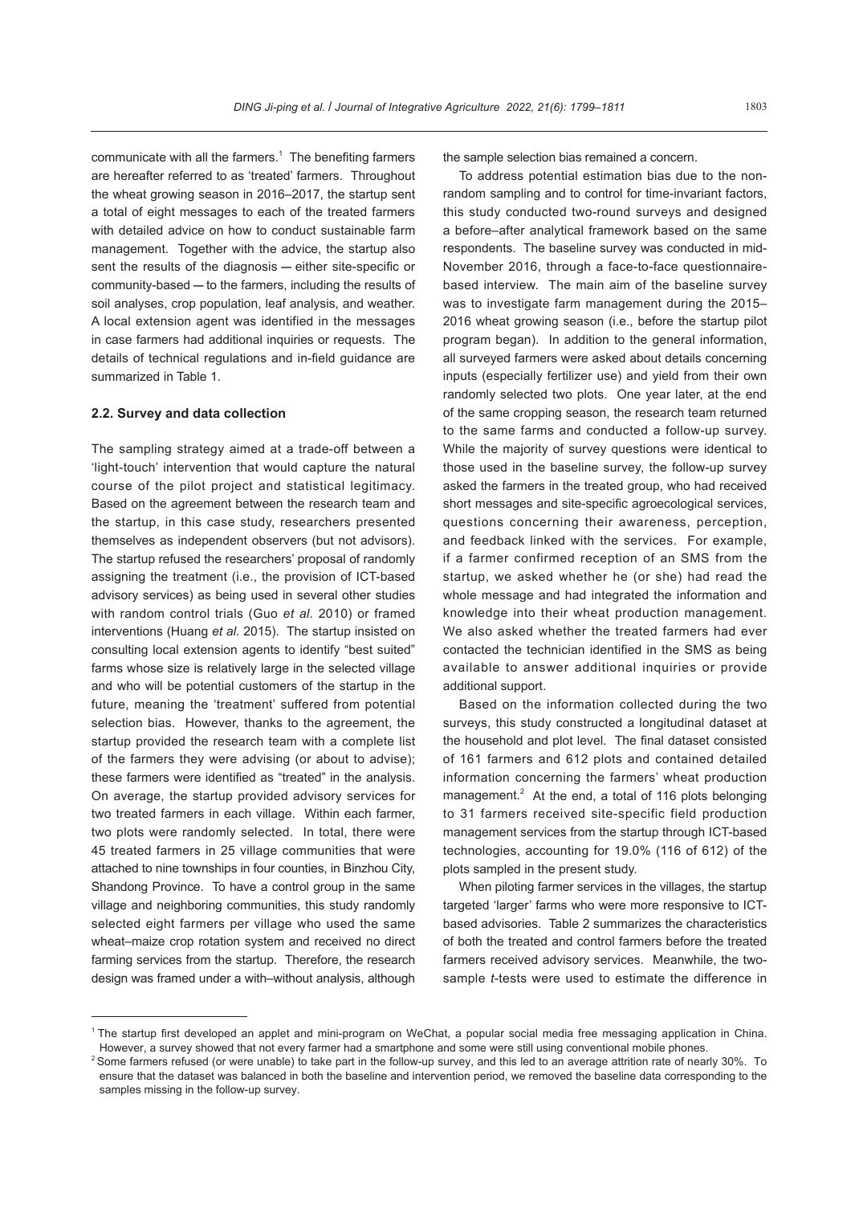communicate with all the farmers.[1] The benefiting farmers are hereafter referred to as 'treated' farmers. Throughout the wheat growing season in 2016–2017, the startup sent a total of eight messages to each of the treated farmers with detailed advice on how to conduct sustainable farm management. Together with the advice, the startup also sent the results of the diagnosis — either site-specific or community-based — to the farmers, including the results of soil analyses, crop population, leaf analysis, and weather. A local extension agent was identified in the messages in case farmers had additional inquiries or requests. The details of technical regulations and in-field guidance are summarized in Table 1.

### 2.2. Survey and data collection

The sampling strategy aimed at a trade-off between a 'light-touch' intervention that would capture the natural course of the pilot project and statistical legitimacy. Based on the agreement between the research team and the startup, in this case study, researchers presented themselves as independent observers (but not advisors). The startup refused the researchers' proposal of randomly assigning the treatment (i.e., the provision of ICT-based advisory services) as being used in several other studies with random control trials (Guo *et al.* 2010) or framed interventions (Huang *et al.* 2015). The startup insisted on consulting local extension agents to identify "best suited" farms whose size is relatively large in the selected village and who will be potential customers of the startup in the future, meaning the 'treatment' suffered from potential selection bias. However, thanks to the agreement, the startup provided the research team with a complete list of the farmers they were advising (or about to advise); these farmers were identified as "treated" in the analysis. On average, the startup provided advisory services for two treated farmers in each village. Within each farmer, two plots were randomly selected. In total, there were 45 treated farmers in 25 village communities that were attached to nine townships in four counties, in Binzhou City, Shandong Province. To have a control group in the same village and neighboring communities, this study randomly selected eight farmers per village who used the same wheat–maize crop rotation system and received no direct farming services from the startup. Therefore, the research design was framed under a with–without analysis, although the sample selection bias remained a concern.

To address potential estimation bias due to the non-random sampling and to control for time-invariant factors, this study conducted two-round surveys and designed a before–after analytical framework based on the same respondents. The baseline survey was conducted in mid-November 2016, through a face-to-face questionnaire-based interview. The main aim of the baseline survey was to investigate farm management during the 2015–2016 wheat growing season (i.e., before the startup pilot program began). In addition to the general information, all surveyed farmers were asked about details concerning inputs (especially fertilizer use) and yield from their own randomly selected two plots. One year later, at the end of the same cropping season, the research team returned to the same farms and conducted a follow-up survey. While the majority of survey questions were identical to those used in the baseline survey, the follow-up survey asked the farmers in the treated group, who had received short messages and site-specific agroecological services, questions concerning their awareness, perception, and feedback linked with the services. For example, if a farmer confirmed reception of an SMS from the startup, we asked whether he (or she) had read the whole message and had integrated the information and knowledge into their wheat production management. We also asked whether the treated farmers had ever contacted the technician identified in the SMS as being available to answer additional inquiries or provide additional support.

Based on the information collected during the two surveys, this study constructed a longitudinal dataset at the household and plot level. The final dataset consisted of 161 farmers and 612 plots and contained detailed information concerning the farmers' wheat production management.[2] At the end, a total of 116 plots belonging to 31 farmers received site-specific field production management services from the startup through ICT-based technologies, accounting for 19.0% (116 of 612) of the plots sampled in the present study.

When piloting farmer services in the villages, the startup targeted 'larger' farms who were more responsive to ICT-based advisories. Table 2 summarizes the characteristics of both the treated and control farmers before the treated farmers received advisory services. Meanwhile, the two-sample *t*-tests were used to estimate the difference in

---

[1] The startup first developed an applet and mini-program on WeChat, a popular social media free messaging application in China. However, a survey showed that not every farmer had a smartphone and some were still using conventional mobile phones.

[2] Some farmers refused (or were unable) to take part in the follow-up survey, and this led to an average attrition rate of nearly 30%. To ensure that the dataset was balanced in both the baseline and intervention period, we removed the baseline data corresponding to the samples missing in the follow-up survey.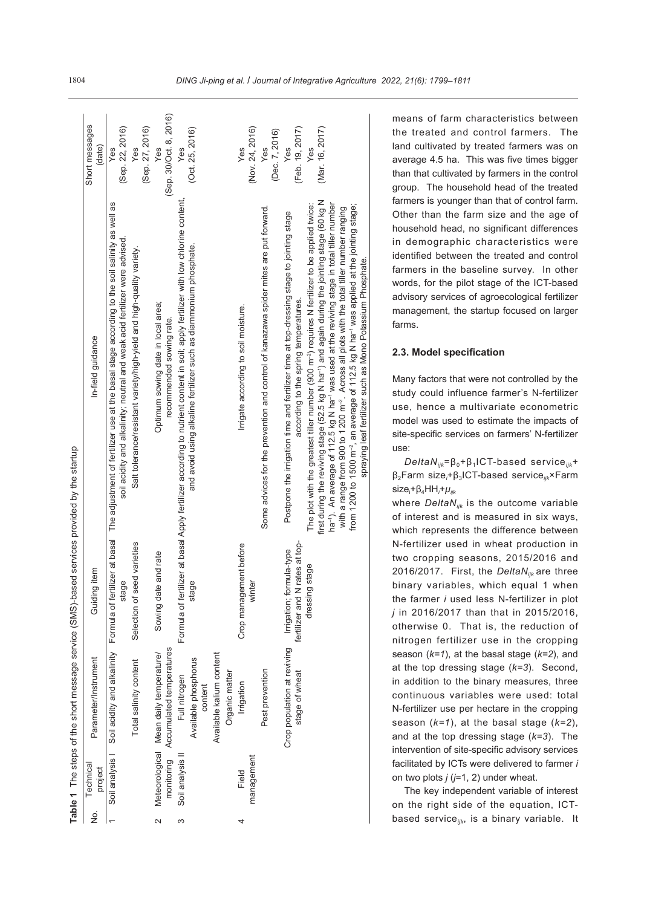**Table 1** The steps of the short message service (SMS)-based services provided by the startup

| No. | Technical project | Parameter/Instrument | Guiding item | In-field guidance | Short messages (date) |
|---|---|---|---|---|---|
| 1 | Soil analysis I | Soil acidity and alkalinity | Formula of fertilizer at basal stage | The adjustment of fertilizer use at the basal stage according to the soil salinity as well as soil acidity and alkalinity; neutral and weak acid fertilizer were advised. | Yes (Sep. 22, 2016) |
| | | Total salinity content | Selection of seed varieties | Salt tolerance/resistant variety/high-yield and high-quality variety. | Yes (Sep. 27, 2016) |
| 2 | Meteorological monitoring | Mean daily temperature/ Accumulated temperatures | Sowing date and rate | Optimum sowing date in local area; recommended sowing rate. | Yes (Sep. 30/Oct. 8, 2016) |
| 3 | Soil analysis II | Full nitrogen<br>Available phosphorus content<br>Available kalium content<br>Organic matter | Formula of fertilizer at basal stage | Apply fertilizer according to nutrient content in soil; apply fertilizer with low chlorine content, and avoid using alkaline fertilizer such as diammonium phosphate. | Yes (Oct. 25, 2016) |
| 4 | Field management | Irrigation | Crop management before winter | Irrigate according to soil moisture. | Yes (Nov. 24, 2016) |
| | | Pest prevention | | Some advices for the prevention and control of kanazawa spider mites are put forward. | Yes (Dec. 7, 2016) |
| | | Crop population at reviving stage of wheat | Irrigation; formula-type fertilizer and N rates at top-dressing stage | Postpone the irrigation time and fertilizer time at top-dressing stage to jointing stage according to the spring temperatures. | Yes (Feb. 19, 2017) |
| | | | | The plot with the greatest tiller number (900 m$^{-2}$) requires N fertilizer to be applied twice: first during the reviving stage (52.5 kg N ha$^{-1}$) and again during the jointing stage (60 kg N ha$^{-1}$). An average of 112.5 kg N ha$^{-1}$ was used at the reviving stage in total tiller number with a range from 900 to 1 200 m$^{-2}$. Across all plots with the total tiller number ranging from 1 200 to 1 500 m$^{-2}$, an average of 112.5 kg N ha$^{-1}$ was applied at the jointing stage; spraying leaf fertilizer such as Mono Potassium Phosphate. | Yes (Mar. 16, 2017) |

means of farm characteristics between the treated and control farmers. The land cultivated by treated farmers was on average 4.5 ha. This was five times bigger than that cultivated by farmers in the control group. The household head of the treated farmers is younger than that of control farm. Other than the farm size and the age of household head, no significant differences in demographic characteristics were identified between the treated and control farmers in the baseline survey. In other words, for the pilot stage of the ICT-based advisory services of agroecological fertilizer management, the startup focused on larger farms.

### 2.3. Model specification

Many factors that were not controlled by the study could influence farmer's N-fertilizer use, hence a multivariate econometric model was used to estimate the impacts of site-specific services on farmers' N-fertilizer use:

$$DeltaN_{ijk}=\beta_0+\beta_1\text{ICT-based service}_{ijk}+\beta_2\text{Farm size}_i+\beta_3\text{ICT-based service}_{ijk}\times\text{Farm size}_i+\beta_4\text{HH}_i+\mu_{ijk}$$

where $DeltaN_{ijk}$ is the outcome variable of interest and is measured in six ways, which represents the difference between N-fertilizer used in wheat production in two cropping seasons, 2015/2016 and 2016/2017. First, the $DeltaN_{ijk}$ are three binary variables, which equal 1 when the farmer $i$ used less N-fertilizer in plot $j$ in 2016/2017 than that in 2015/2016, otherwise 0. That is, the reduction of nitrogen fertilizer use in the cropping season ($k$=1), at the basal stage ($k$=2), and at the top dressing stage ($k$=3). Second, in addition to the binary measures, three continuous variables were used: total N-fertilizer use per hectare in the cropping season ($k$=1), at the basal stage ($k$=2), and at the top dressing stage ($k$=3). The intervention of site-specific advisory services facilitated by ICTs were delivered to farmer $i$ on two plots $j$ ($j$=1, 2) under wheat.

The key independent variable of interest on the right side of the equation, ICT-based service$_{ijk}$, is a binary variable. It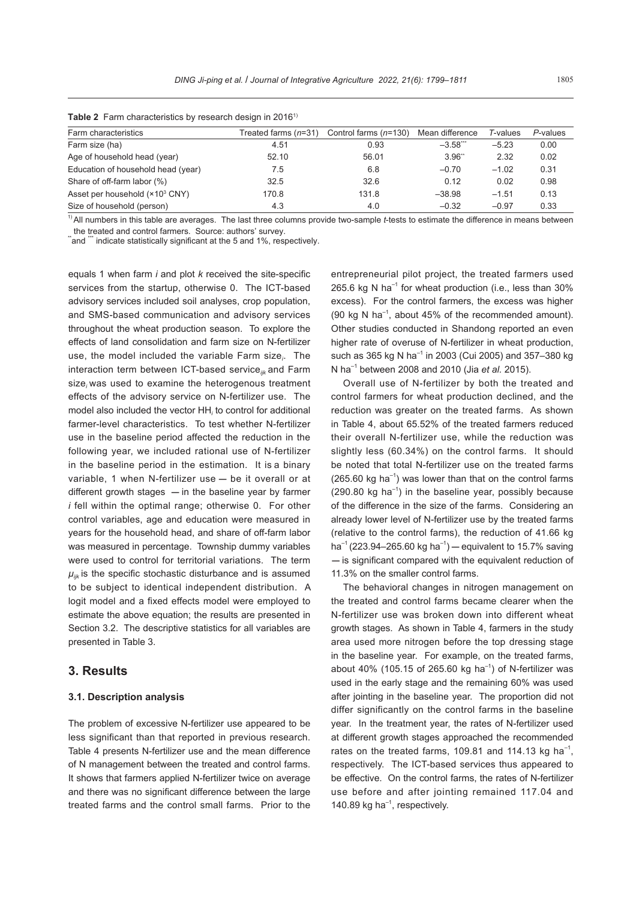**Table 2** Farm characteristics by research design in 2016[1)]

| Farm characteristics | Treated farms ($n$=31) | Control farms ($n$=130) | Mean difference | $T$-values | $P$-values |
|---|---|---|---|---|---|
| Farm size (ha) | 4.51 | 0.93 | −3.58*** | −5.23 | 0.00 |
| Age of household head (year) | 52.10 | 56.01 | 3.96** | 2.32 | 0.02 |
| Education of household head (year) | 7.5 | 6.8 | −0.70 | −1.02 | 0.31 |
| Share of off-farm labor (%) | 32.5 | 32.6 | 0.12 | 0.02 | 0.98 |
| Asset per household (×$10^3$ CNY) | 170.8 | 131.8 | −38.98 | −1.51 | 0.13 |
| Size of household (person) | 4.3 | 4.0 | −0.32 | −0.97 | 0.33 |

[1)] All numbers in this table are averages. The last three columns provide two-sample $t$-tests to estimate the difference in means between the treated and control farmers. Source: authors' survey.

** and *** indicate statistically significant at the 5 and 1%, respectively.

equals 1 when farm $i$ and plot $k$ received the site-specific services from the startup, otherwise 0. The ICT-based advisory services included soil analyses, crop population, and SMS-based communication and advisory services throughout the wheat production season. To explore the effects of land consolidation and farm size on N-fertilizer use, the model included the variable Farm size$_i$. The interaction term between ICT-based service$_{ijk}$ and Farm size$_i$ was used to examine the heterogenous treatment effects of the advisory service on N-fertilizer use. The model also included the vector HH$_i$ to control for additional farmer-level characteristics. To test whether N-fertilizer use in the baseline period affected the reduction in the following year, we included rational use of N-fertilizer in the baseline period in the estimation. It is a binary variable, 1 when N-fertilizer use — be it overall or at different growth stages — in the baseline year by farmer $i$ fell within the optimal range; otherwise 0. For other control variables, age and education were measured in years for the household head, and share of off-farm labor was measured in percentage. Township dummy variables were used to control for territorial variations. The term $\mu_{ijk}$ is the specific stochastic disturbance and is assumed to be subject to identical independent distribution. A logit model and a fixed effects model were employed to estimate the above equation; the results are presented in Section 3.2. The descriptive statistics for all variables are presented in Table 3.

## 3. Results

### 3.1. Description analysis

The problem of excessive N-fertilizer use appeared to be less significant than that reported in previous research. Table 4 presents N-fertilizer use and the mean difference of N management between the treated and control farms. It shows that farmers applied N-fertilizer twice on average and there was no significant difference between the large treated farms and the control small farms. Prior to the entrepreneurial pilot project, the treated farmers used 265.6 kg N ha$^{-1}$ for wheat production (i.e., less than 30% excess). For the control farmers, the excess was higher (90 kg N ha$^{-1}$, about 45% of the recommended amount). Other studies conducted in Shandong reported an even higher rate of overuse of N-fertilizer in wheat production, such as 365 kg N ha$^{-1}$ in 2003 (Cui 2005) and 357–380 kg N ha$^{-1}$ between 2008 and 2010 (Jia *et al*. 2015).

Overall use of N-fertilizer by both the treated and control farmers for wheat production declined, and the reduction was greater on the treated farms. As shown in Table 4, about 65.52% of the treated farmers reduced their overall N-fertilizer use, while the reduction was slightly less (60.34%) on the control farms. It should be noted that total N-fertilizer use on the treated farms (265.60 kg ha$^{-1}$) was lower than that on the control farms (290.80 kg ha$^{-1}$) in the baseline year, possibly because of the difference in the size of the farms. Considering an already lower level of N-fertilizer use by the treated farms (relative to the control farms), the reduction of 41.66 kg ha$^{-1}$ (223.94–265.60 kg ha$^{-1}$) — equivalent to 15.7% saving — is significant compared with the equivalent reduction of 11.3% on the smaller control farms.

The behavioral changes in nitrogen management on the treated and control farms became clearer when the N-fertilizer use was broken down into different wheat growth stages. As shown in Table 4, farmers in the study area used more nitrogen before the top dressing stage in the baseline year. For example, on the treated farms, about 40% (105.15 of 265.60 kg ha$^{-1}$) of N-fertilizer was used in the early stage and the remaining 60% was used after jointing in the baseline year. The proportion did not differ significantly on the control farms in the baseline year. In the treatment year, the rates of N-fertilizer used at different growth stages approached the recommended rates on the treated farms, 109.81 and 114.13 kg ha$^{-1}$, respectively. The ICT-based services thus appeared to be effective. On the control farms, the rates of N-fertilizer use before and after jointing remained 117.04 and 140.89 kg ha$^{-1}$, respectively.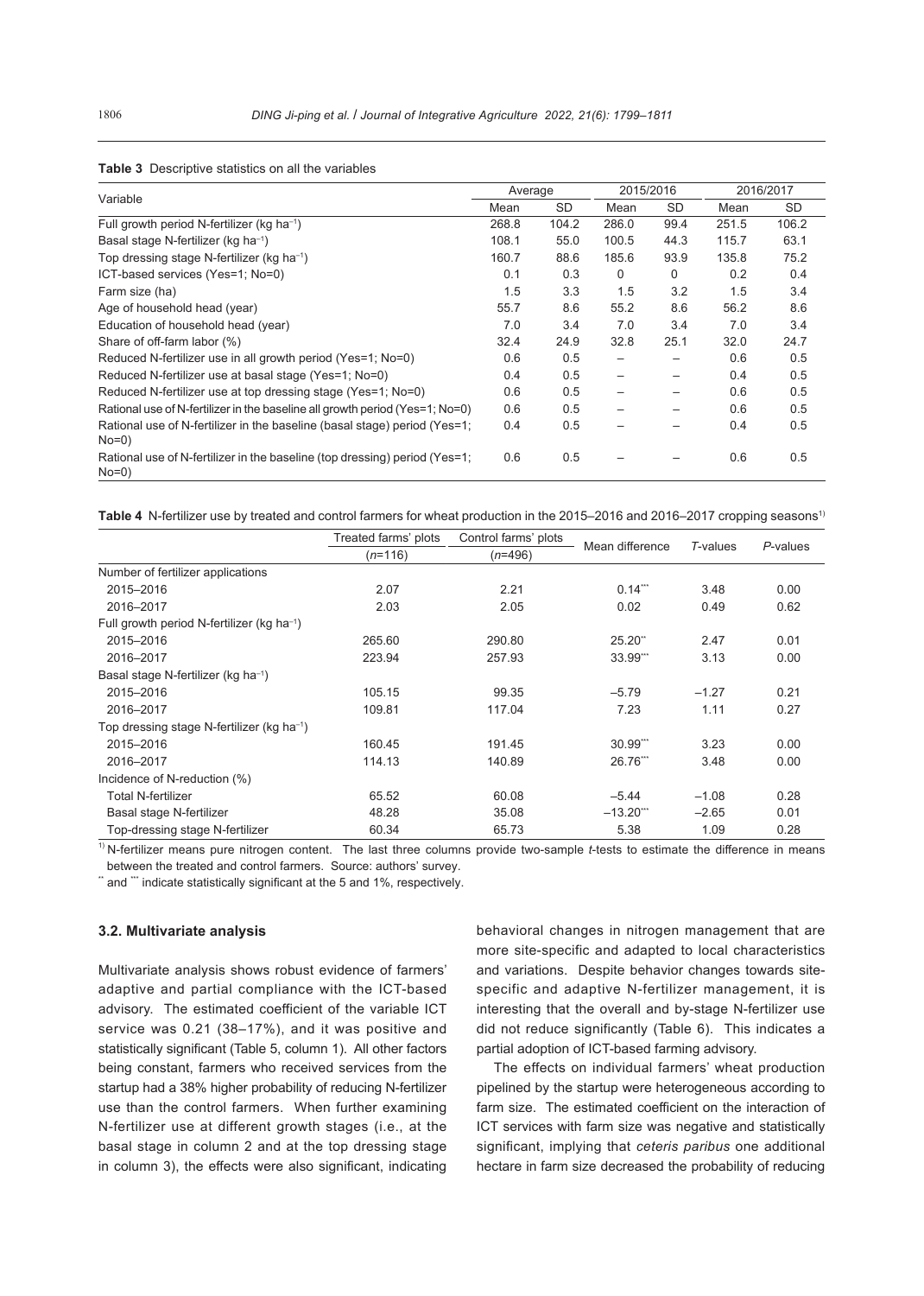**Table 3** Descriptive statistics on all the variables

| Variable | Average | | 2015/2016 | | 2016/2017 | |
|---|---|---|---|---|---|---|
| | Mean | SD | Mean | SD | Mean | SD |
| Full growth period N-fertilizer (kg ha$^{-1}$) | 268.8 | 104.2 | 286.0 | 99.4 | 251.5 | 106.2 |
| Basal stage N-fertilizer (kg ha$^{-1}$) | 108.1 | 55.0 | 100.5 | 44.3 | 115.7 | 63.1 |
| Top dressing stage N-fertilizer (kg ha$^{-1}$) | 160.7 | 88.6 | 185.6 | 93.9 | 135.8 | 75.2 |
| ICT-based services (Yes=1; No=0) | 0.1 | 0.3 | 0 | 0 | 0.2 | 0.4 |
| Farm size (ha) | 1.5 | 3.3 | 1.5 | 3.2 | 1.5 | 3.4 |
| Age of household head (year) | 55.7 | 8.6 | 55.2 | 8.6 | 56.2 | 8.6 |
| Education of household head (year) | 7.0 | 3.4 | 7.0 | 3.4 | 7.0 | 3.4 |
| Share of off-farm labor (%) | 32.4 | 24.9 | 32.8 | 25.1 | 32.0 | 24.7 |
| Reduced N-fertilizer use in all growth period (Yes=1; No=0) | 0.6 | 0.5 | – | – | 0.6 | 0.5 |
| Reduced N-fertilizer use at basal stage (Yes=1; No=0) | 0.4 | 0.5 | – | – | 0.4 | 0.5 |
| Reduced N-fertilizer use at top dressing stage (Yes=1; No=0) | 0.6 | 0.5 | – | – | 0.6 | 0.5 |
| Rational use of N-fertilizer in the baseline all growth period (Yes=1; No=0) | 0.6 | 0.5 | – | – | 0.6 | 0.5 |
| Rational use of N-fertilizer in the baseline (basal stage) period (Yes=1; No=0) | 0.4 | 0.5 | – | – | 0.4 | 0.5 |
| Rational use of N-fertilizer in the baseline (top dressing) period (Yes=1; No=0) | 0.6 | 0.5 | – | – | 0.6 | 0.5 |

**Table 4** N-fertilizer use by treated and control farmers for wheat production in the 2015–2016 and 2016–2017 cropping seasons[1)]

| | Treated farms' plots ($n$=116) | Control farms' plots ($n$=496) | Mean difference | $T$-values | $P$-values |
|---|---|---|---|---|---|
| Number of fertilizer applications | | | | | |
| 2015–2016 | 2.07 | 2.21 | 0.14*** | 3.48 | 0.00 |
| 2016–2017 | 2.03 | 2.05 | 0.02 | 0.49 | 0.62 |
| Full growth period N-fertilizer (kg ha$^{-1}$) | | | | | |
| 2015–2016 | 265.60 | 290.80 | 25.20** | 2.47 | 0.01 |
| 2016–2017 | 223.94 | 257.93 | 33.99*** | 3.13 | 0.00 |
| Basal stage N-fertilizer (kg ha$^{-1}$) | | | | | |
| 2015–2016 | 105.15 | 99.35 | –5.79 | –1.27 | 0.21 |
| 2016–2017 | 109.81 | 117.04 | 7.23 | 1.11 | 0.27 |
| Top dressing stage N-fertilizer (kg ha$^{-1}$) | | | | | |
| 2015–2016 | 160.45 | 191.45 | 30.99*** | 3.23 | 0.00 |
| 2016–2017 | 114.13 | 140.89 | 26.76*** | 3.48 | 0.00 |
| Incidence of N-reduction (%) | | | | | |
| Total N-fertilizer | 65.52 | 60.08 | –5.44 | –1.08 | 0.28 |
| Basal stage N-fertilizer | 48.28 | 35.08 | –13.20*** | –2.65 | 0.01 |
| Top-dressing stage N-fertilizer | 60.34 | 65.73 | 5.38 | 1.09 | 0.28 |

[1)] N-fertilizer means pure nitrogen content. The last three columns provide two-sample $t$-tests to estimate the difference in means between the treated and control farmers. Source: authors' survey.

** and *** indicate statistically significant at the 5 and 1%, respectively.

### 3.2. Multivariate analysis

Multivariate analysis shows robust evidence of farmers' adaptive and partial compliance with the ICT-based advisory. The estimated coefficient of the variable ICT service was 0.21 (38–17%), and it was positive and statistically significant (Table 5, column 1). All other factors being constant, farmers who received services from the startup had a 38% higher probability of reducing N-fertilizer use than the control farmers. When further examining N-fertilizer use at different growth stages (i.e., at the basal stage in column 2 and at the top dressing stage in column 3), the effects were also significant, indicating behavioral changes in nitrogen management that are more site-specific and adapted to local characteristics and variations. Despite behavior changes towards site-specific and adaptive N-fertilizer management, it is interesting that the overall and by-stage N-fertilizer use did not reduce significantly (Table 6). This indicates a partial adoption of ICT-based farming advisory.

The effects on individual farmers' wheat production pipelined by the startup were heterogeneous according to farm size. The estimated coefficient on the interaction of ICT services with farm size was negative and statistically significant, implying that *ceteris paribus* one additional hectare in farm size decreased the probability of reducing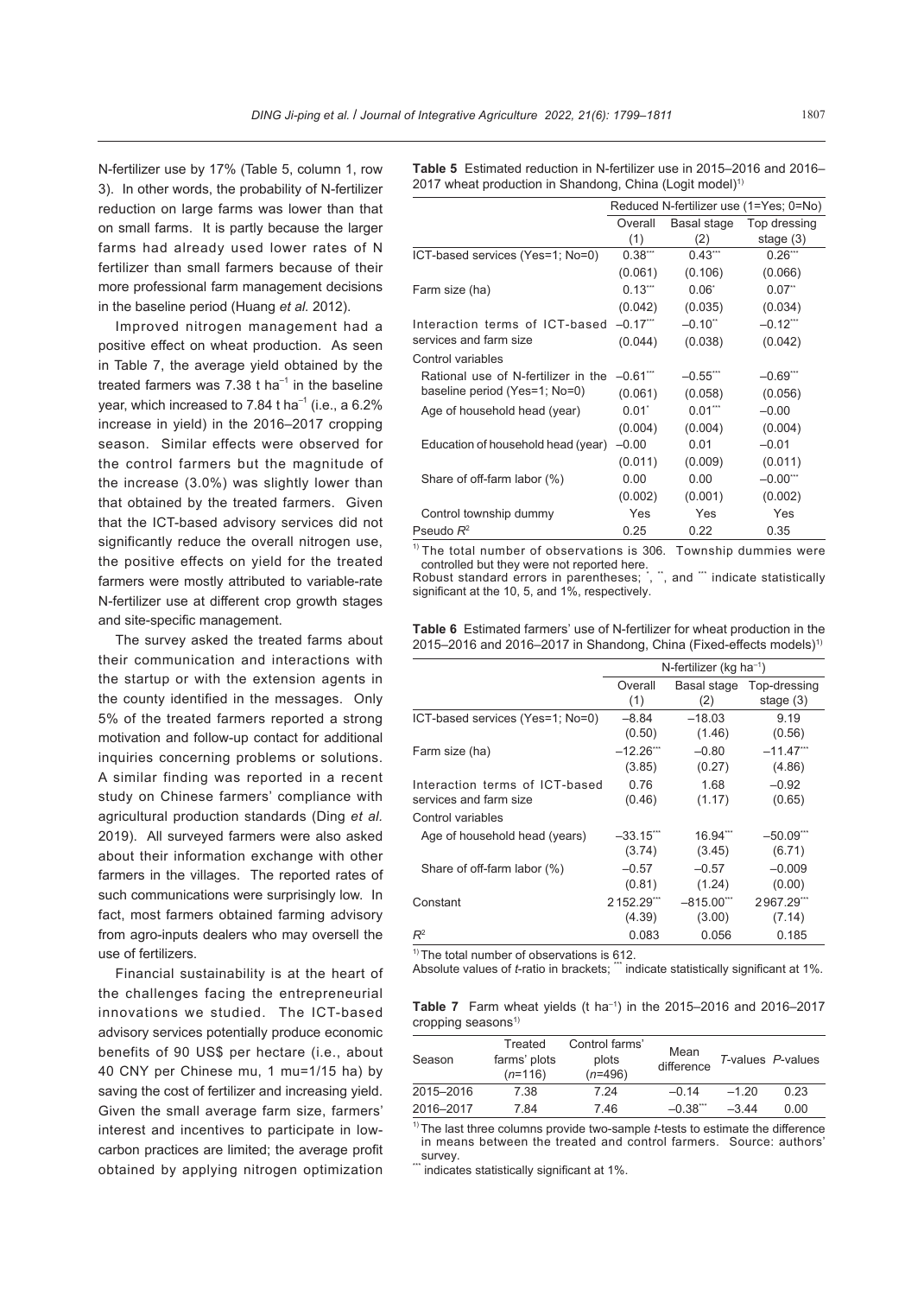N-fertilizer use by 17% (Table 5, column 1, row 3). In other words, the probability of N-fertilizer reduction on large farms was lower than that on small farms. It is partly because the larger farms had already used lower rates of N fertilizer than small farmers because of their more professional farm management decisions in the baseline period (Huang *et al.* 2012).

Improved nitrogen management had a positive effect on wheat production. As seen in Table 7, the average yield obtained by the treated farmers was 7.38 t $ha^{-1}$ in the baseline year, which increased to 7.84 t $ha^{-1}$ (i.e., a 6.2% increase in yield) in the 2016–2017 cropping season. Similar effects were observed for the control farmers but the magnitude of the increase (3.0%) was slightly lower than that obtained by the treated farmers. Given that the ICT-based advisory services did not significantly reduce the overall nitrogen use, the positive effects on yield for the treated farmers were mostly attributed to variable-rate N-fertilizer use at different crop growth stages and site-specific management.

The survey asked the treated farms about their communication and interactions with the startup or with the extension agents in the county identified in the messages. Only 5% of the treated farmers reported a strong motivation and follow-up contact for additional inquiries concerning problems or solutions. A similar finding was reported in a recent study on Chinese farmers' compliance with agricultural production standards (Ding *et al.* 2019). All surveyed farmers were also asked about their information exchange with other farmers in the villages. The reported rates of such communications were surprisingly low. In fact, most farmers obtained farming advisory from agro-inputs dealers who may oversell the use of fertilizers.

Financial sustainability is at the heart of the challenges facing the entrepreneurial innovations we studied. The ICT-based advisory services potentially produce economic benefits of 90 US$ per hectare (i.e., about 40 CNY per Chinese mu, 1 mu=1/15 ha) by saving the cost of fertilizer and increasing yield. Given the small average farm size, farmers' interest and incentives to participate in low-carbon practices are limited; the average profit obtained by applying nitrogen optimization

**Table 5** Estimated reduction in N-fertilizer use in 2015–2016 and 2016–2017 wheat production in Shandong, China (Logit model)[1]

| | Reduced N-fertilizer use (1=Yes; 0=No) | | |
|---|---|---|---|
| | Overall (1) | Basal stage (2) | Top dressing stage (3) |
| ICT-based services (Yes=1; No=0) | 0.38*** | 0.43*** | 0.26*** |
| | (0.061) | (0.106) | (0.066) |
| Farm size (ha) | 0.13*** | 0.06* | 0.07** |
| | (0.042) | (0.035) | (0.034) |
| Interaction terms of ICT-based services and farm size | −0.17*** | −0.10** | −0.12*** |
| | (0.044) | (0.038) | (0.042) |
| Control variables | | | |
| Rational use of N-fertilizer in the baseline period (Yes=1; No=0) | −0.61*** | −0.55*** | −0.69*** |
| | (0.061) | (0.058) | (0.056) |
| Age of household head (year) | 0.01* | 0.01*** | −0.00 |
| | (0.004) | (0.004) | (0.004) |
| Education of household head (year) | −0.00 | 0.01 | −0.01 |
| | (0.011) | (0.009) | (0.011) |
| Share of off-farm labor (%) | 0.00 | 0.00 | −0.00*** |
| | (0.002) | (0.001) | (0.002) |
| Control township dummy | Yes | Yes | Yes |
| Pseudo $R^2$ | 0.25 | 0.22 | 0.35 |

[1] The total number of observations is 306. Township dummies were controlled but they were not reported here.
Robust standard errors in parentheses; *, **, and *** indicate statistically significant at the 10, 5, and 1%, respectively.

**Table 6** Estimated farmers' use of N-fertilizer for wheat production in the 2015–2016 and 2016–2017 in Shandong, China (Fixed-effects models)[1]

| | N-fertilizer (kg $ha^{-1}$) | | |
|---|---|---|---|
| | Overall (1) | Basal stage (2) | Top-dressing stage (3) |
| ICT-based services (Yes=1; No=0) | −8.84 (0.50) | −18.03 (1.46) | 9.19 (0.56) |
| Farm size (ha) | −12.26*** (3.85) | −0.80 (0.27) | −11.47*** (4.86) |
| Interaction terms of ICT-based services and farm size | 0.76 (0.46) | 1.68 (1.17) | −0.92 (0.65) |
| Control variables | | | |
| Age of household head (years) | −33.15*** (3.74) | 16.94*** (3.45) | −50.09*** (6.71) |
| Share of off-farm labor (%) | −0.57 (0.81) | −0.57 (1.24) | −0.009 (0.00) |
| Constant | 2152.29*** (4.39) | −815.00*** (3.00) | 2967.29*** (7.14) |
| $R^2$ | 0.083 | 0.056 | 0.185 |

[1] The total number of observations is 612.
Absolute values of *t*-ratio in brackets; *** indicate statistically significant at 1%.

**Table 7** Farm wheat yields (t $ha^{-1}$) in the 2015–2016 and 2016–2017 cropping seasons[1]

| Season | Treated farms' plots ($n$=116) | Control farms' plots ($n$=496) | Mean difference | *T*-values | *P*-values |
|---|---|---|---|---|---|
| 2015–2016 | 7.38 | 7.24 | −0.14 | −1.20 | 0.23 |
| 2016–2017 | 7.84 | 7.46 | −0.38*** | −3.44 | 0.00 |

[1] The last three columns provide two-sample *t*-tests to estimate the difference in means between the treated and control farmers. Source: authors' survey.
*** indicates statistically significant at 1%.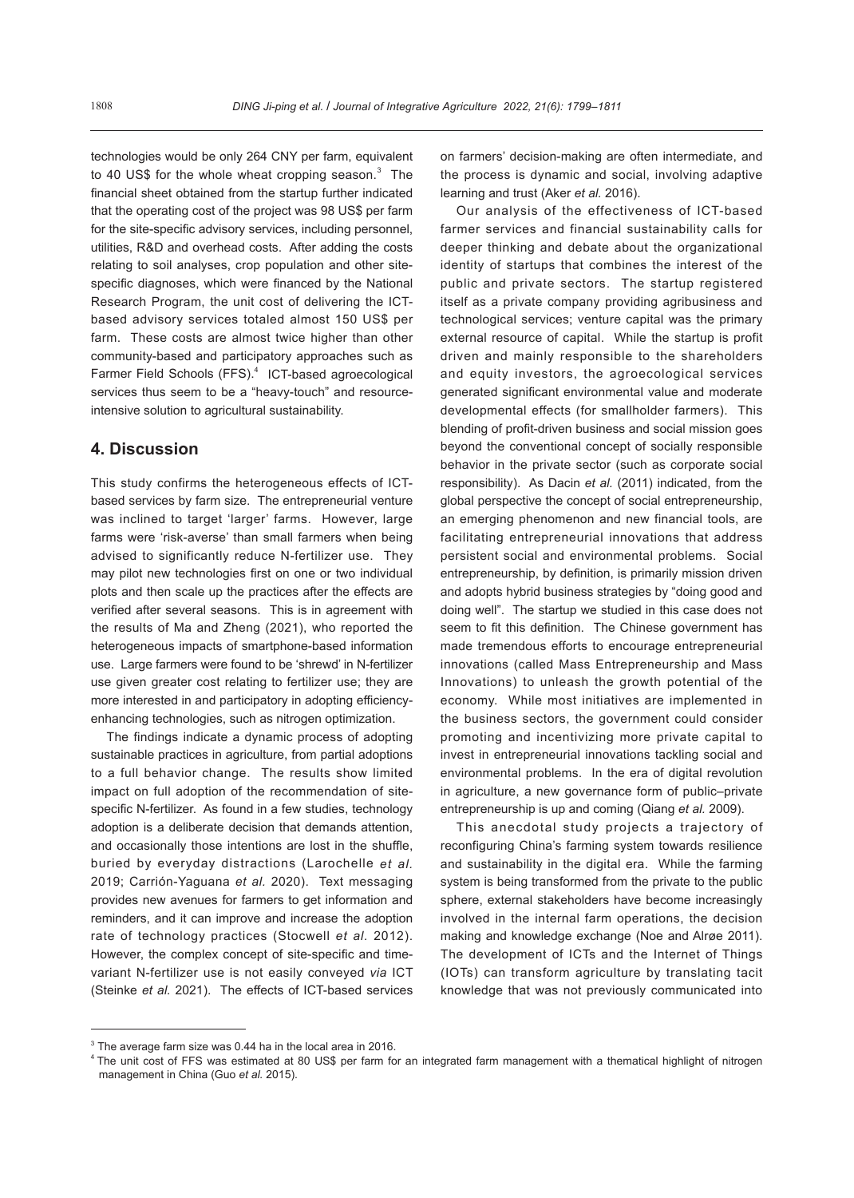technologies would be only 264 CNY per farm, equivalent to 40 US$ for the whole wheat cropping season.[3] The financial sheet obtained from the startup further indicated that the operating cost of the project was 98 US$ per farm for the site-specific advisory services, including personnel, utilities, R&D and overhead costs. After adding the costs relating to soil analyses, crop population and other site-specific diagnoses, which were financed by the National Research Program, the unit cost of delivering the ICT-based advisory services totaled almost 150 US$ per farm. These costs are almost twice higher than other community-based and participatory approaches such as Farmer Field Schools (FFS).[4] ICT-based agroecological services thus seem to be a "heavy-touch" and resource-intensive solution to agricultural sustainability.

## 4. Discussion

This study confirms the heterogeneous effects of ICT-based services by farm size. The entrepreneurial venture was inclined to target 'larger' farms. However, large farms were 'risk-averse' than small farmers when being advised to significantly reduce N-fertilizer use. They may pilot new technologies first on one or two individual plots and then scale up the practices after the effects are verified after several seasons. This is in agreement with the results of Ma and Zheng (2021), who reported the heterogeneous impacts of smartphone-based information use. Large farmers were found to be 'shrewd' in N-fertilizer use given greater cost relating to fertilizer use; they are more interested in and participatory in adopting efficiency-enhancing technologies, such as nitrogen optimization.

The findings indicate a dynamic process of adopting sustainable practices in agriculture, from partial adoptions to a full behavior change. The results show limited impact on full adoption of the recommendation of site-specific N-fertilizer. As found in a few studies, technology adoption is a deliberate decision that demands attention, and occasionally those intentions are lost in the shuffle, buried by everyday distractions (Larochelle *et al*. 2019; Carrión-Yaguana *et al*. 2020). Text messaging provides new avenues for farmers to get information and reminders, and it can improve and increase the adoption rate of technology practices (Stocwell *et al*. 2012). However, the complex concept of site-specific and time-variant N-fertilizer use is not easily conveyed *via* ICT (Steinke *et al*. 2021). The effects of ICT-based services on farmers' decision-making are often intermediate, and the process is dynamic and social, involving adaptive learning and trust (Aker *et al*. 2016).

Our analysis of the effectiveness of ICT-based farmer services and financial sustainability calls for deeper thinking and debate about the organizational identity of startups that combines the interest of the public and private sectors. The startup registered itself as a private company providing agribusiness and technological services; venture capital was the primary external resource of capital. While the startup is profit driven and mainly responsible to the shareholders and equity investors, the agroecological services generated significant environmental value and moderate developmental effects (for smallholder farmers). This blending of profit-driven business and social mission goes beyond the conventional concept of socially responsible behavior in the private sector (such as corporate social responsibility). As Dacin *et al*. (2011) indicated, from the global perspective the concept of social entrepreneurship, an emerging phenomenon and new financial tools, are facilitating entrepreneurial innovations that address persistent social and environmental problems. Social entrepreneurship, by definition, is primarily mission driven and adopts hybrid business strategies by "doing good and doing well". The startup we studied in this case does not seem to fit this definition. The Chinese government has made tremendous efforts to encourage entrepreneurial innovations (called Mass Entrepreneurship and Mass Innovations) to unleash the growth potential of the economy. While most initiatives are implemented in the business sectors, the government could consider promoting and incentivizing more private capital to invest in entrepreneurial innovations tackling social and environmental problems. In the era of digital revolution in agriculture, a new governance form of public–private entrepreneurship is up and coming (Qiang *et al*. 2009).

This anecdotal study projects a trajectory of reconfiguring China's farming system towards resilience and sustainability in the digital era. While the farming system is being transformed from the private to the public sphere, external stakeholders have become increasingly involved in the internal farm operations, the decision making and knowledge exchange (Noe and Alrøe 2011). The development of ICTs and the Internet of Things (IOTs) can transform agriculture by translating tacit knowledge that was not previously communicated into

---

[3] The average farm size was 0.44 ha in the local area in 2016.

[4] The unit cost of FFS was estimated at 80 US$ per farm for an integrated farm management with a thematical highlight of nitrogen management in China (Guo *et al*. 2015).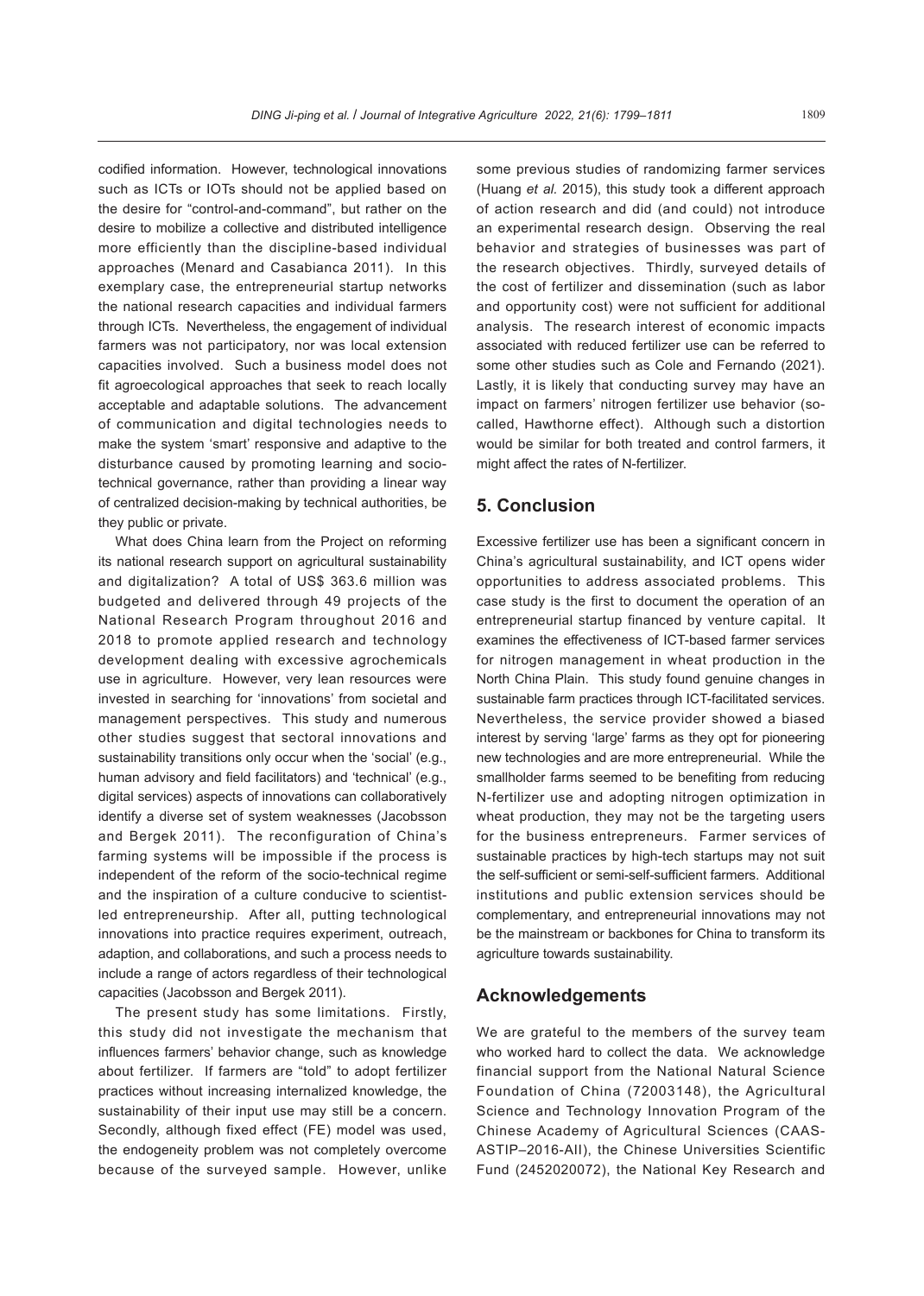codified information. However, technological innovations such as ICTs or IOTs should not be applied based on the desire for "control-and-command", but rather on the desire to mobilize a collective and distributed intelligence more efficiently than the discipline-based individual approaches (Menard and Casabianca 2011). In this exemplary case, the entrepreneurial startup networks the national research capacities and individual farmers through ICTs. Nevertheless, the engagement of individual farmers was not participatory, nor was local extension capacities involved. Such a business model does not fit agroecological approaches that seek to reach locally acceptable and adaptable solutions. The advancement of communication and digital technologies needs to make the system 'smart' responsive and adaptive to the disturbance caused by promoting learning and socio-technical governance, rather than providing a linear way of centralized decision-making by technical authorities, be they public or private.

What does China learn from the Project on reforming its national research support on agricultural sustainability and digitalization? A total of US$ 363.6 million was budgeted and delivered through 49 projects of the National Research Program throughout 2016 and 2018 to promote applied research and technology development dealing with excessive agrochemicals use in agriculture. However, very lean resources were invested in searching for 'innovations' from societal and management perspectives. This study and numerous other studies suggest that sectoral innovations and sustainability transitions only occur when the 'social' (e.g., human advisory and field facilitators) and 'technical' (e.g., digital services) aspects of innovations can collaboratively identify a diverse set of system weaknesses (Jacobsson and Bergek 2011). The reconfiguration of China's farming systems will be impossible if the process is independent of the reform of the socio-technical regime and the inspiration of a culture conducive to scientist-led entrepreneurship. After all, putting technological innovations into practice requires experiment, outreach, adaption, and collaborations, and such a process needs to include a range of actors regardless of their technological capacities (Jacobsson and Bergek 2011).

The present study has some limitations. Firstly, this study did not investigate the mechanism that influences farmers' behavior change, such as knowledge about fertilizer. If farmers are "told" to adopt fertilizer practices without increasing internalized knowledge, the sustainability of their input use may still be a concern. Secondly, although fixed effect (FE) model was used, the endogeneity problem was not completely overcome because of the surveyed sample. However, unlike some previous studies of randomizing farmer services (Huang *et al.* 2015), this study took a different approach of action research and did (and could) not introduce an experimental research design. Observing the real behavior and strategies of businesses was part of the research objectives. Thirdly, surveyed details of the cost of fertilizer and dissemination (such as labor and opportunity cost) were not sufficient for additional analysis. The research interest of economic impacts associated with reduced fertilizer use can be referred to some other studies such as Cole and Fernando (2021). Lastly, it is likely that conducting survey may have an impact on farmers' nitrogen fertilizer use behavior (so-called, Hawthorne effect). Although such a distortion would be similar for both treated and control farmers, it might affect the rates of N-fertilizer.

## 5. Conclusion

Excessive fertilizer use has been a significant concern in China's agricultural sustainability, and ICT opens wider opportunities to address associated problems. This case study is the first to document the operation of an entrepreneurial startup financed by venture capital. It examines the effectiveness of ICT-based farmer services for nitrogen management in wheat production in the North China Plain. This study found genuine changes in sustainable farm practices through ICT-facilitated services. Nevertheless, the service provider showed a biased interest by serving 'large' farms as they opt for pioneering new technologies and are more entrepreneurial. While the smallholder farms seemed to be benefiting from reducing N-fertilizer use and adopting nitrogen optimization in wheat production, they may not be the targeting users for the business entrepreneurs. Farmer services of sustainable practices by high-tech startups may not suit the self-sufficient or semi-self-sufficient farmers. Additional institutions and public extension services should be complementary, and entrepreneurial innovations may not be the mainstream or backbones for China to transform its agriculture towards sustainability.

## Acknowledgements

We are grateful to the members of the survey team who worked hard to collect the data. We acknowledge financial support from the National Natural Science Foundation of China (72003148), the Agricultural Science and Technology Innovation Program of the Chinese Academy of Agricultural Sciences (CAAS-ASTIP–2016-AII), the Chinese Universities Scientific Fund (2452020072), the National Key Research and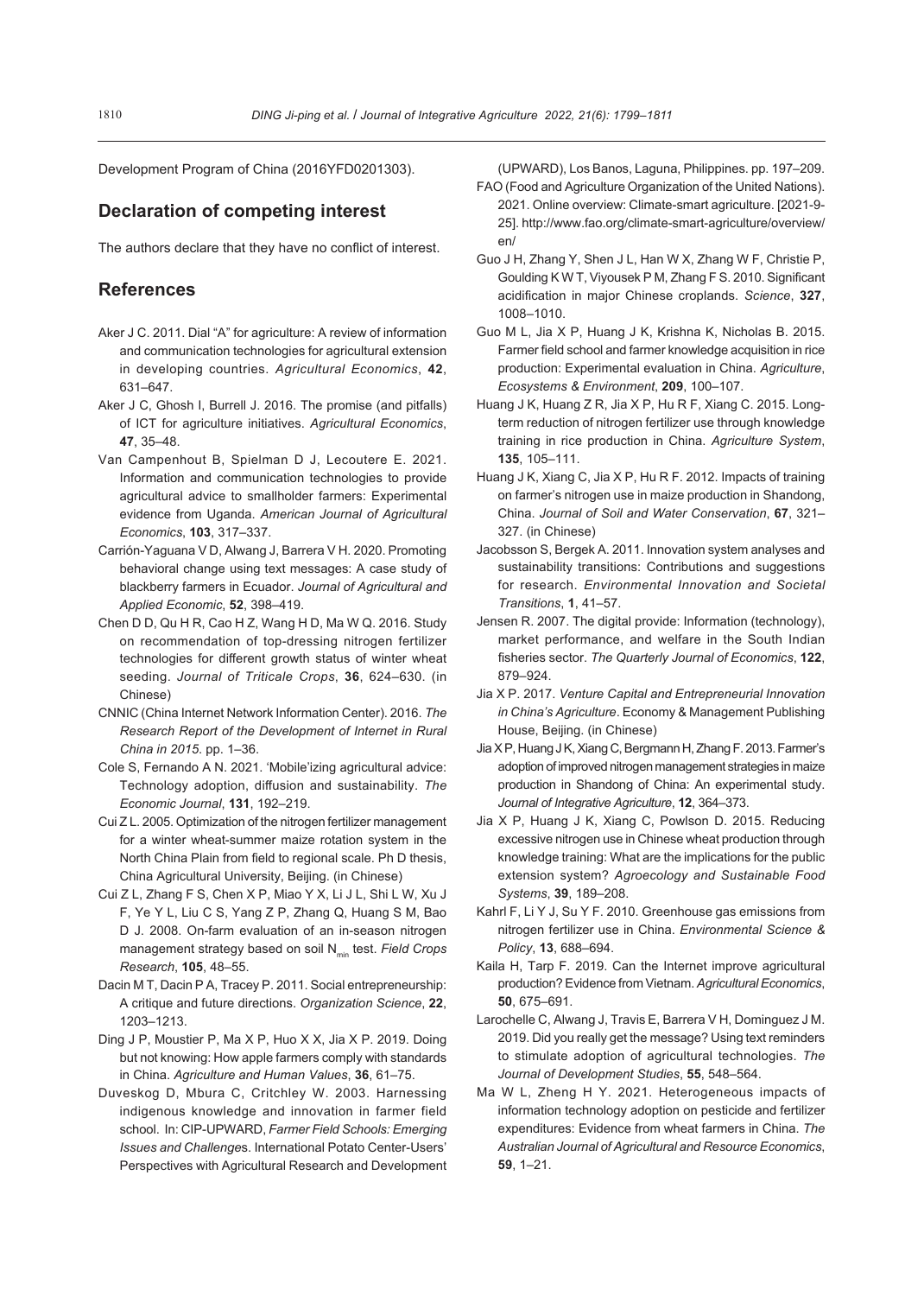Development Program of China (2016YFD0201303).

## Declaration of competing interest

The authors declare that they have no conflict of interest.

## References

Aker J C. 2011. Dial "A" for agriculture: A review of information and communication technologies for agricultural extension in developing countries. *Agricultural Economics*, **42**, 631–647.

Aker J C, Ghosh I, Burrell J. 2016. The promise (and pitfalls) of ICT for agriculture initiatives. *Agricultural Economics*, **47**, 35–48.

Van Campenhout B, Spielman D J, Lecoutere E. 2021. Information and communication technologies to provide agricultural advice to smallholder farmers: Experimental evidence from Uganda. *American Journal of Agricultural Economics*, **103**, 317–337.

Carrión-Yaguana V D, Alwang J, Barrera V H. 2020. Promoting behavioral change using text messages: A case study of blackberry farmers in Ecuador. *Journal of Agricultural and Applied Economic*, **52**, 398–419.

Chen D D, Qu H R, Cao H Z, Wang H D, Ma W Q. 2016. Study on recommendation of top-dressing nitrogen fertilizer technologies for different growth status of winter wheat seeding. *Journal of Triticale Crops*, **36**, 624–630. (in Chinese)

CNNIC (China Internet Network Information Center). 2016. *The Research Report of the Development of Internet in Rural China in 2015*. pp. 1–36.

Cole S, Fernando A N. 2021. 'Mobile'izing agricultural advice: Technology adoption, diffusion and sustainability. *The Economic Journal*, **131**, 192–219.

Cui Z L. 2005. Optimization of the nitrogen fertilizer management for a winter wheat-summer maize rotation system in the North China Plain from field to regional scale. Ph D thesis, China Agricultural University, Beijing. (in Chinese)

Cui Z L, Zhang F S, Chen X P, Miao Y X, Li J L, Shi L W, Xu J F, Ye Y L, Liu C S, Yang Z P, Zhang Q, Huang S M, Bao D J. 2008. On-farm evaluation of an in-season nitrogen management strategy based on soil $N_{min}$ test. *Field Crops Research*, **105**, 48–55.

Dacin M T, Dacin P A, Tracey P. 2011. Social entrepreneurship: A critique and future directions. *Organization Science*, **22**, 1203–1213.

Ding J P, Moustier P, Ma X P, Huo X X, Jia X P. 2019. Doing but not knowing: How apple farmers comply with standards in China. *Agriculture and Human Values*, **36**, 61–75.

Duveskog D, Mbura C, Critchley W. 2003. Harnessing indigenous knowledge and innovation in farmer field school. In: CIP-UPWARD, *Farmer Field Schools: Emerging Issues and Challenges*. International Potato Center-Users' Perspectives with Agricultural Research and Development (UPWARD), Los Banos, Laguna, Philippines. pp. 197–209.

FAO (Food and Agriculture Organization of the United Nations). 2021. Online overview: Climate-smart agriculture. [2021-9-25]. http://www.fao.org/climate-smart-agriculture/overview/en/

Guo J H, Zhang Y, Shen J L, Han W X, Zhang W F, Christie P, Goulding K W T, Viyousek P M, Zhang F S. 2010. Significant acidification in major Chinese croplands. *Science*, **327**, 1008–1010.

Guo M L, Jia X P, Huang J K, Krishna K, Nicholas B. 2015. Farmer field school and farmer knowledge acquisition in rice production: Experimental evaluation in China. *Agriculture, Ecosystems & Environment*, **209**, 100–107.

Huang J K, Huang Z R, Jia X P, Hu R F, Xiang C. 2015. Long-term reduction of nitrogen fertilizer use through knowledge training in rice production in China. *Agriculture System*, **135**, 105–111.

Huang J K, Xiang C, Jia X P, Hu R F. 2012. Impacts of training on farmer's nitrogen use in maize production in Shandong, China. *Journal of Soil and Water Conservation*, **67**, 321–327. (in Chinese)

Jacobsson S, Bergek A. 2011. Innovation system analyses and sustainability transitions: Contributions and suggestions for research. *Environmental Innovation and Societal Transitions*, **1**, 41–57.

Jensen R. 2007. The digital provide: Information (technology), market performance, and welfare in the South Indian fisheries sector. *The Quarterly Journal of Economics*, **122**, 879–924.

Jia X P. 2017. *Venture Capital and Entrepreneurial Innovation in China's Agriculture*. Economy & Management Publishing House, Beijing. (in Chinese)

Jia X P, Huang J K, Xiang C, Bergmann H, Zhang F. 2013. Farmer's adoption of improved nitrogen management strategies in maize production in Shandong of China: An experimental study. *Journal of Integrative Agriculture*, **12**, 364–373.

Jia X P, Huang J K, Xiang C, Powlson D. 2015. Reducing excessive nitrogen use in Chinese wheat production through knowledge training: What are the implications for the public extension system? *Agroecology and Sustainable Food Systems*, **39**, 189–208.

Kahrl F, Li Y J, Su Y F. 2010. Greenhouse gas emissions from nitrogen fertilizer use in China. *Environmental Science & Policy*, **13**, 688–694.

Kaila H, Tarp F. 2019. Can the Internet improve agricultural production? Evidence from Vietnam. *Agricultural Economics*, **50**, 675–691.

Larochelle C, Alwang J, Travis E, Barrera V H, Dominguez J M. 2019. Did you really get the message? Using text reminders to stimulate adoption of agricultural technologies. *The Journal of Development Studies*, **55**, 548–564.

Ma W L, Zheng H Y. 2021. Heterogeneous impacts of information technology adoption on pesticide and fertilizer expenditures: Evidence from wheat farmers in China. *The Australian Journal of Agricultural and Resource Economics*, **59**, 1–21.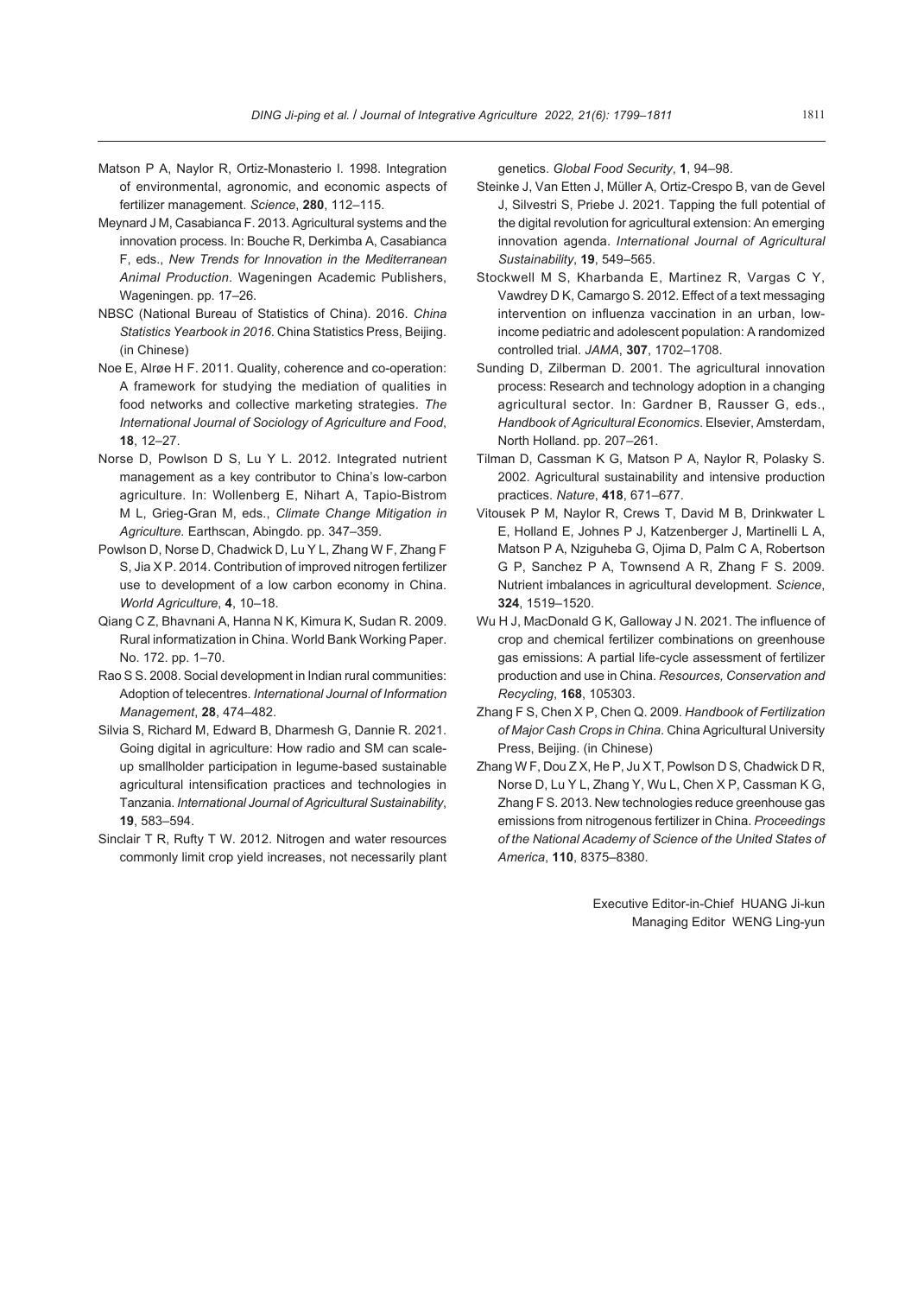Matson P A, Naylor R, Ortiz-Monasterio I. 1998. Integration of environmental, agronomic, and economic aspects of fertilizer management. *Science*, **280**, 112–115.

Meynard J M, Casabianca F. 2013. Agricultural systems and the innovation process. In: Bouche R, Derkimba A, Casabianca F, eds., *New Trends for Innovation in the Mediterranean Animal Production*. Wageningen Academic Publishers, Wageningen. pp. 17–26.

NBSC (National Bureau of Statistics of China). 2016. *China Statistics Yearbook in 2016*. China Statistics Press, Beijing. (in Chinese)

Noe E, Alrøe H F. 2011. Quality, coherence and co-operation: A framework for studying the mediation of qualities in food networks and collective marketing strategies. *The International Journal of Sociology of Agriculture and Food*, **18**, 12–27.

Norse D, Powlson D S, Lu Y L. 2012. Integrated nutrient management as a key contributor to China's low-carbon agriculture. In: Wollenberg E, Nihart A, Tapio-Bistrom M L, Grieg-Gran M, eds., *Climate Change Mitigation in Agriculture*. Earthscan, Abingdo. pp. 347–359.

Powlson D, Norse D, Chadwick D, Lu Y L, Zhang W F, Zhang F S, Jia X P. 2014. Contribution of improved nitrogen fertilizer use to development of a low carbon economy in China. *World Agriculture*, **4**, 10–18.

Qiang C Z, Bhavnani A, Hanna N K, Kimura K, Sudan R. 2009. Rural informatization in China. World Bank Working Paper. No. 172. pp. 1–70.

Rao S S. 2008. Social development in Indian rural communities: Adoption of telecentres. *International Journal of Information Management*, **28**, 474–482.

Silvia S, Richard M, Edward B, Dharmesh G, Dannie R. 2021. Going digital in agriculture: How radio and SM can scale-up smallholder participation in legume-based sustainable agricultural intensification practices and technologies in Tanzania. *International Journal of Agricultural Sustainability*, **19**, 583–594.

Sinclair T R, Rufty T W. 2012. Nitrogen and water resources commonly limit crop yield increases, not necessarily plant genetics. *Global Food Security*, **1**, 94–98.

Steinke J, Van Etten J, Müller A, Ortiz-Crespo B, van de Gevel J, Silvestri S, Priebe J. 2021. Tapping the full potential of the digital revolution for agricultural extension: An emerging innovation agenda. *International Journal of Agricultural Sustainability*, **19**, 549–565.

Stockwell M S, Kharbanda E, Martinez R, Vargas C Y, Vawdrey D K, Camargo S. 2012. Effect of a text messaging intervention on influenza vaccination in an urban, low-income pediatric and adolescent population: A randomized controlled trial. *JAMA*, **307**, 1702–1708.

Sunding D, Zilberman D. 2001. The agricultural innovation process: Research and technology adoption in a changing agricultural sector. In: Gardner B, Rausser G, eds., *Handbook of Agricultural Economics*. Elsevier, Amsterdam, North Holland. pp. 207–261.

Tilman D, Cassman K G, Matson P A, Naylor R, Polasky S. 2002. Agricultural sustainability and intensive production practices. *Nature*, **418**, 671–677.

Vitousek P M, Naylor R, Crews T, David M B, Drinkwater L E, Holland E, Johnes P J, Katzenberger J, Martinelli L A, Matson P A, Nziguheba G, Ojima D, Palm C A, Robertson G P, Sanchez P A, Townsend A R, Zhang F S. 2009. Nutrient imbalances in agricultural development. *Science*, **324**, 1519–1520.

Wu H J, MacDonald G K, Galloway J N. 2021. The influence of crop and chemical fertilizer combinations on greenhouse gas emissions: A partial life-cycle assessment of fertilizer production and use in China. *Resources, Conservation and Recycling*, **168**, 105303.

Zhang F S, Chen X P, Chen Q. 2009. *Handbook of Fertilization of Major Cash Crops in China*. China Agricultural University Press, Beijing. (in Chinese)

Zhang W F, Dou Z X, He P, Ju X T, Powlson D S, Chadwick D R, Norse D, Lu Y L, Zhang Y, Wu L, Chen X P, Cassman K G, Zhang F S. 2013. New technologies reduce greenhouse gas emissions from nitrogenous fertilizer in China. *Proceedings of the National Academy of Science of the United States of America*, **110**, 8375–8380.

Executive Editor-in-Chief HUANG Ji-kun
Managing Editor WENG Ling-yun